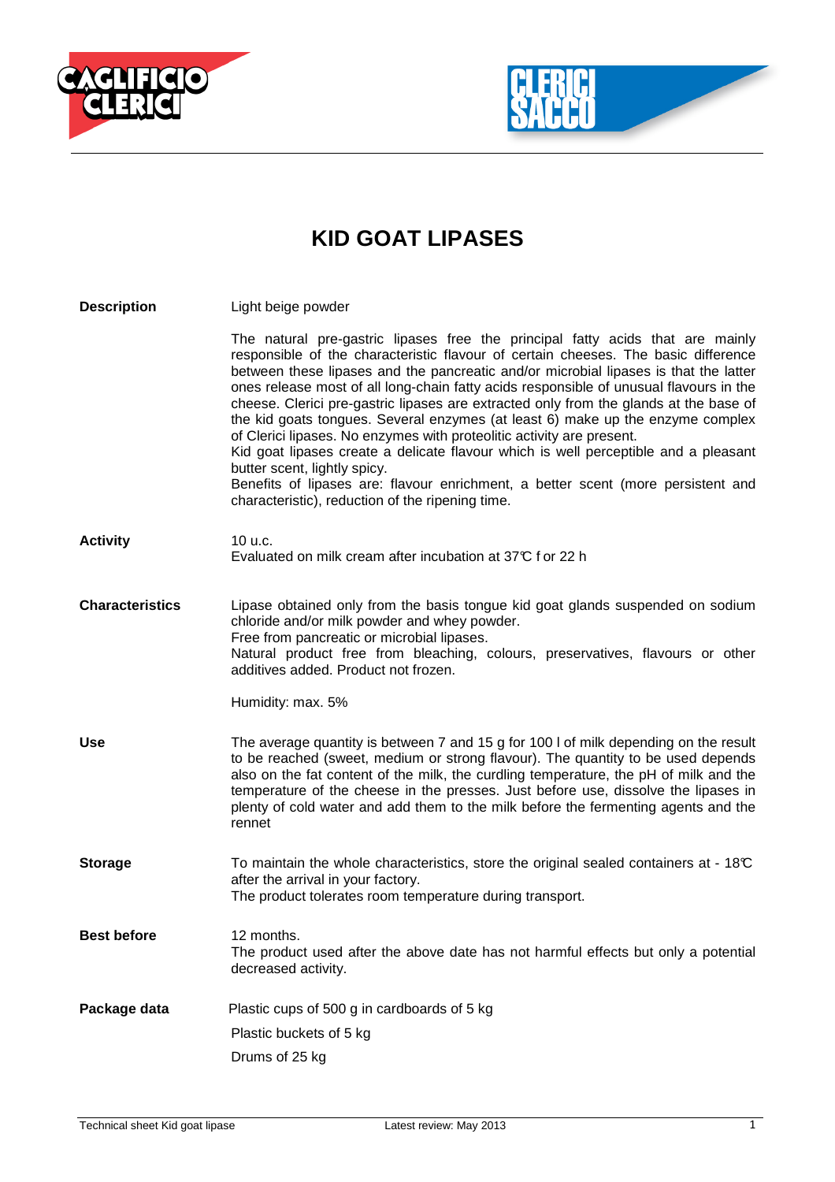# KID GOAT LIPASES

**Description**

Light beige powder

The natural pre-gastric lipases free the principal fatty acids that are mainly responsible of the characteristic flavour of certain cheeses. The basic difference between these lipases and the pancreatic and/or microbial lipases is that the latter ones release most of all long-chain fatty acids responsible of unusual flavours in the cheese. Clerici pre-gastric lipases are extracted only from the glands at the base of the kid goats tongues. Several enzymes (at least 6) make up the enzyme complex of Clerici lipases. No enzymes with proteolitic activity are present.
Kid goat lipases create a delicate flavour which is well perceptible and a pleasant butter scent, lightly spicy.
Benefits of lipases are: flavour enrichment, a better scent (more persistent and characteristic), reduction of the ripening time.

**Activity**

10 u.c.
Evaluated on milk cream after incubation at 37°C for 22 h

**Characteristics**

Lipase obtained only from the basis tongue kid goat glands suspended on sodium chloride and/or milk powder and whey powder.
Free from pancreatic or microbial lipases.
Natural product free from bleaching, colours, preservatives, flavours or other additives added. Product not frozen.

Humidity: max. 5%

**Use**

The average quantity is between 7 and 15 g for 100 l of milk depending on the result to be reached (sweet, medium or strong flavour). The quantity to be used depends also on the fat content of the milk, the curdling temperature, the pH of milk and the temperature of the cheese in the presses. Just before use, dissolve the lipases in plenty of cold water and add them to the milk before the fermenting agents and the rennet

**Storage**

To maintain the whole characteristics, store the original sealed containers at - 18°C after the arrival in your factory.
The product tolerates room temperature during transport.

**Best before**

12 months.
The product used after the above date has not harmful effects but only a potential decreased activity.

**Package data**

Plastic cups of 500 g in cardboards of 5 kg

Plastic buckets of 5 kg

Drums of 25 kg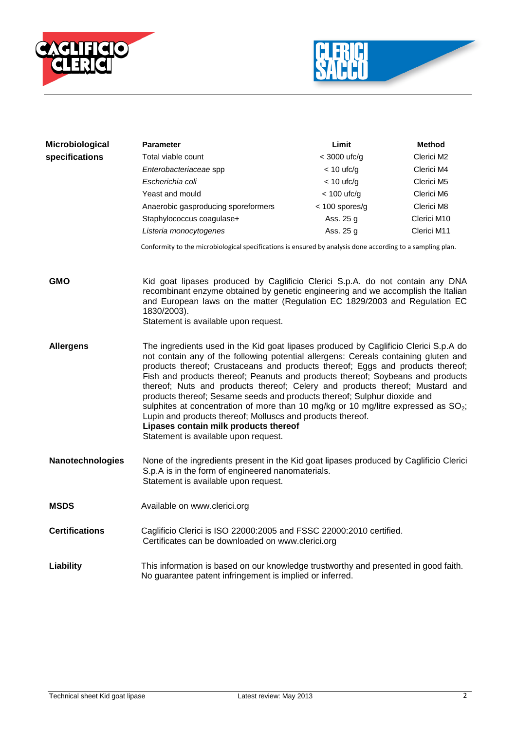## Microbiological specifications

| Parameter | Limit | Method |
|---|---|---|
| Total viable count | < 3000 ufc/g | Clerici M2 |
| *Enterobacteriaceae* spp | < 10 ufc/g | Clerici M4 |
| *Escherichia coli* | < 10 ufc/g | Clerici M5 |
| Yeast and mould | < 100 ufc/g | Clerici M6 |
| Anaerobic gasproducing sporeformers | < 100 spores/g | Clerici M8 |
| Staphylococcus coagulase+ | Ass. 25 g | Clerici M10 |
| *Listeria monocytogenes* | Ass. 25 g | Clerici M11 |

Conformity to the microbiological specifications is ensured by analysis done according to a sampling plan.

## GMO

Kid goat lipases produced by Caglificio Clerici S.p.A. do not contain any DNA recombinant enzyme obtained by genetic engineering and we accomplish the Italian and European laws on the matter (Regulation EC 1829/2003 and Regulation EC 1830/2003).
Statement is available upon request.

## Allergens

The ingredients used in the Kid goat lipases produced by Caglificio Clerici S.p.A do not contain any of the following potential allergens: Cereals containing gluten and products thereof; Crustaceans and products thereof; Eggs and products thereof; Fish and products thereof; Peanuts and products thereof; Soybeans and products thereof; Nuts and products thereof; Celery and products thereof; Mustard and products thereof; Sesame seeds and products thereof; Sulphur dioxide and sulphites at concentration of more than 10 mg/kg or 10 mg/litre expressed as $SO_2$; Lupin and products thereof; Molluscs and products thereof.
**Lipases contain milk products thereof**
Statement is available upon request.

## Nanotechnologies

None of the ingredients present in the Kid goat lipases produced by Caglificio Clerici S.p.A is in the form of engineered nanomaterials.
Statement is available upon request.

## MSDS

Available on www.clerici.org

## Certifications

Caglificio Clerici is ISO 22000:2005 and FSSC 22000:2010 certified.
Certificates can be downloaded on www.clerici.org

## Liability

This information is based on our knowledge trustworthy and presented in good faith.
No guarantee patent infringement is implied or inferred.